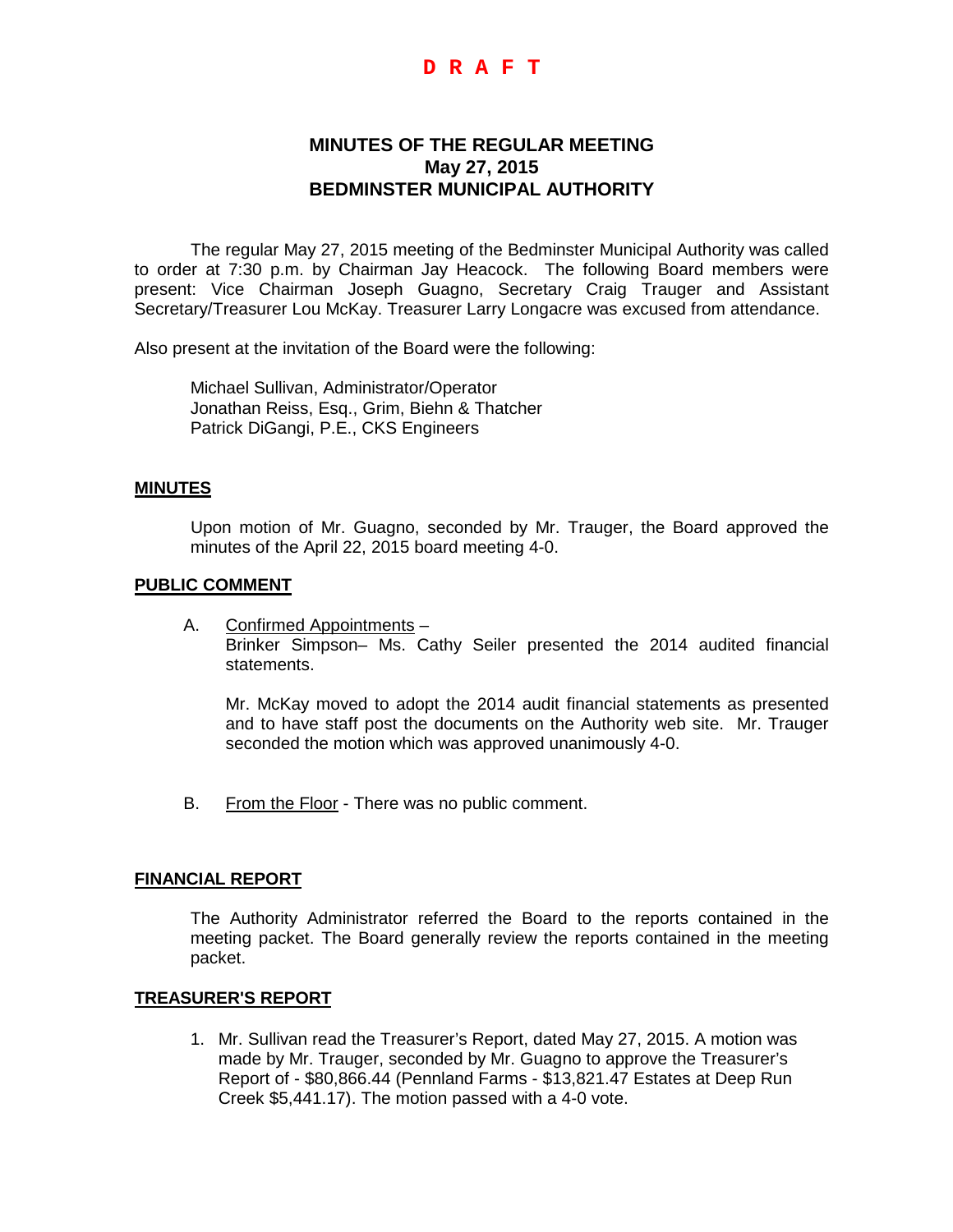**D R A F T**

# MINUTES OF THE REGULAR MEETING
## May 27, 2015
## BEDMINSTER MUNICIPAL AUTHORITY

The regular May 27, 2015 meeting of the Bedminster Municipal Authority was called to order at 7:30 p.m. by Chairman Jay Heacock. The following Board members were present: Vice Chairman Joseph Guagno, Secretary Craig Trauger and Assistant Secretary/Treasurer Lou McKay. Treasurer Larry Longacre was excused from attendance.

Also present at the invitation of the Board were the following:

Michael Sullivan, Administrator/Operator
Jonathan Reiss, Esq., Grim, Biehn & Thatcher
Patrick DiGangi, P.E., CKS Engineers

### MINUTES

Upon motion of Mr. Guagno, seconded by Mr. Trauger, the Board approved the minutes of the April 22, 2015 board meeting 4-0.

### PUBLIC COMMENT

A. Confirmed Appointments –
Brinker Simpson– Ms. Cathy Seiler presented the 2014 audited financial statements.

Mr. McKay moved to adopt the 2014 audit financial statements as presented and to have staff post the documents on the Authority web site. Mr. Trauger seconded the motion which was approved unanimously 4-0.

B. From the Floor - There was no public comment.

### FINANCIAL REPORT

The Authority Administrator referred the Board to the reports contained in the meeting packet. The Board generally review the reports contained in the meeting packet.

### TREASURER'S REPORT

1. Mr. Sullivan read the Treasurer's Report, dated May 27, 2015. A motion was made by Mr. Trauger, seconded by Mr. Guagno to approve the Treasurer's Report of - $80,866.44 (Pennland Farms - $13,821.47 Estates at Deep Run Creek $5,441.17). The motion passed with a 4-0 vote.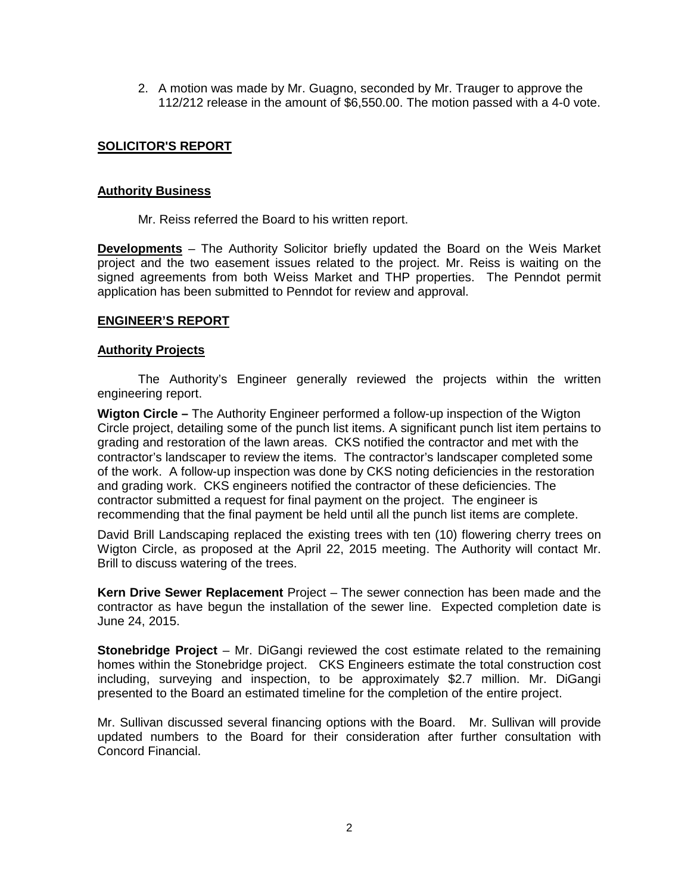2. A motion was made by Mr. Guagno, seconded by Mr. Trauger to approve the 112/212 release in the amount of $6,550.00. The motion passed with a 4-0 vote.

## SOLICITOR'S REPORT

### Authority Business

Mr. Reiss referred the Board to his written report.

**Developments** – The Authority Solicitor briefly updated the Board on the Weis Market project and the two easement issues related to the project. Mr. Reiss is waiting on the signed agreements from both Weiss Market and THP properties. The Penndot permit application has been submitted to Penndot for review and approval.

## ENGINEER'S REPORT

### Authority Projects

The Authority's Engineer generally reviewed the projects within the written engineering report.

**Wigton Circle –** The Authority Engineer performed a follow-up inspection of the Wigton Circle project, detailing some of the punch list items. A significant punch list item pertains to grading and restoration of the lawn areas. CKS notified the contractor and met with the contractor's landscaper to review the items. The contractor's landscaper completed some of the work. A follow-up inspection was done by CKS noting deficiencies in the restoration and grading work. CKS engineers notified the contractor of these deficiencies. The contractor submitted a request for final payment on the project. The engineer is recommending that the final payment be held until all the punch list items are complete.

David Brill Landscaping replaced the existing trees with ten (10) flowering cherry trees on Wigton Circle, as proposed at the April 22, 2015 meeting. The Authority will contact Mr. Brill to discuss watering of the trees.

**Kern Drive Sewer Replacement** Project – The sewer connection has been made and the contractor as have begun the installation of the sewer line. Expected completion date is June 24, 2015.

**Stonebridge Project** – Mr. DiGangi reviewed the cost estimate related to the remaining homes within the Stonebridge project. CKS Engineers estimate the total construction cost including, surveying and inspection, to be approximately $2.7 million. Mr. DiGangi presented to the Board an estimated timeline for the completion of the entire project.

Mr. Sullivan discussed several financing options with the Board. Mr. Sullivan will provide updated numbers to the Board for their consideration after further consultation with Concord Financial.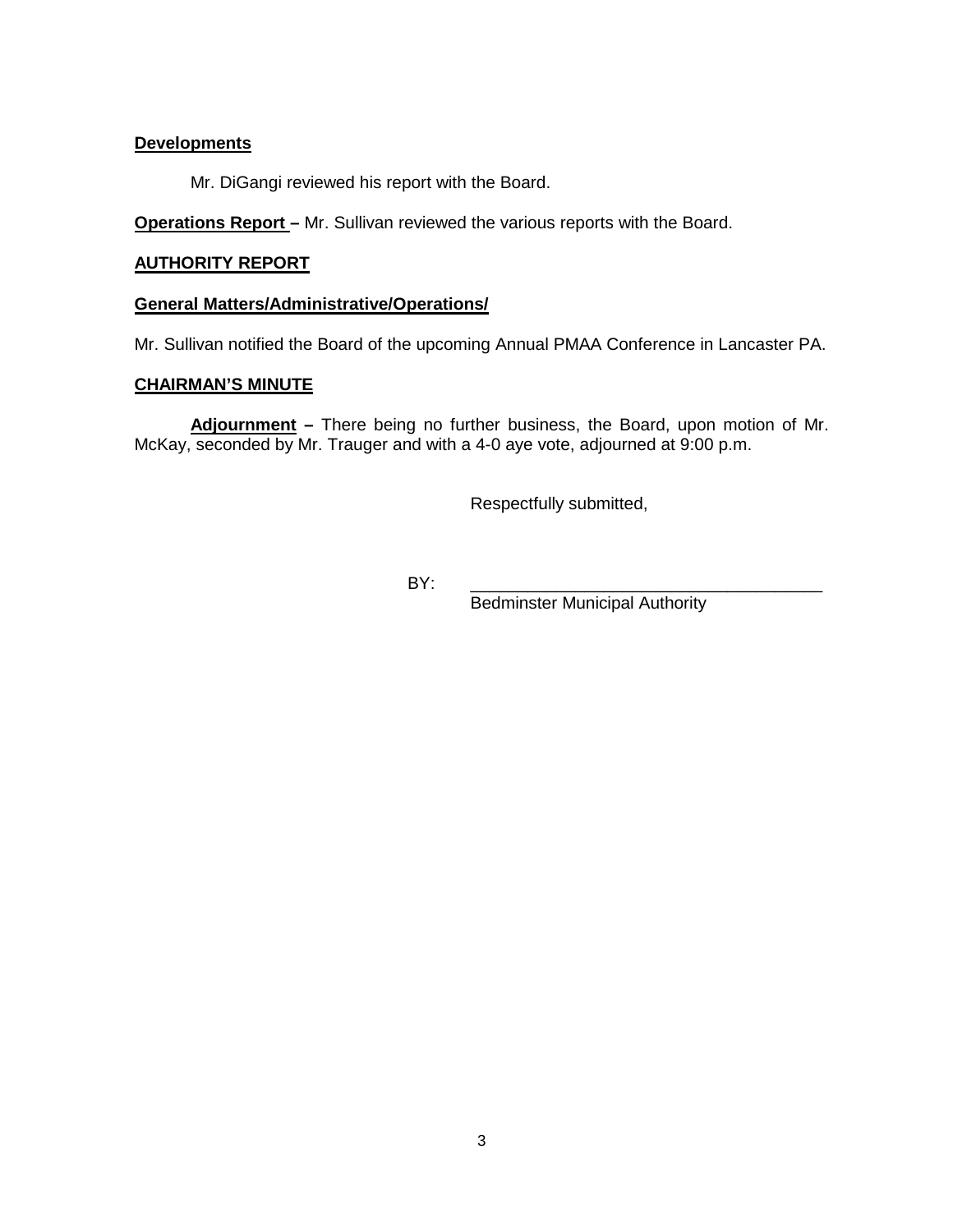**Developments**

Mr. DiGangi reviewed his report with the Board.

**Operations Report –** Mr. Sullivan reviewed the various reports with the Board.

**AUTHORITY REPORT**

**General Matters/Administrative/Operations/**

Mr. Sullivan notified the Board of the upcoming Annual PMAA Conference in Lancaster PA.

**CHAIRMAN'S MINUTE**

**Adjournment –** There being no further business, the Board, upon motion of Mr. McKay, seconded by Mr. Trauger and with a 4-0 aye vote, adjourned at 9:00 p.m.

Respectfully submitted,

BY: ______________________________________

Bedminster Municipal Authority